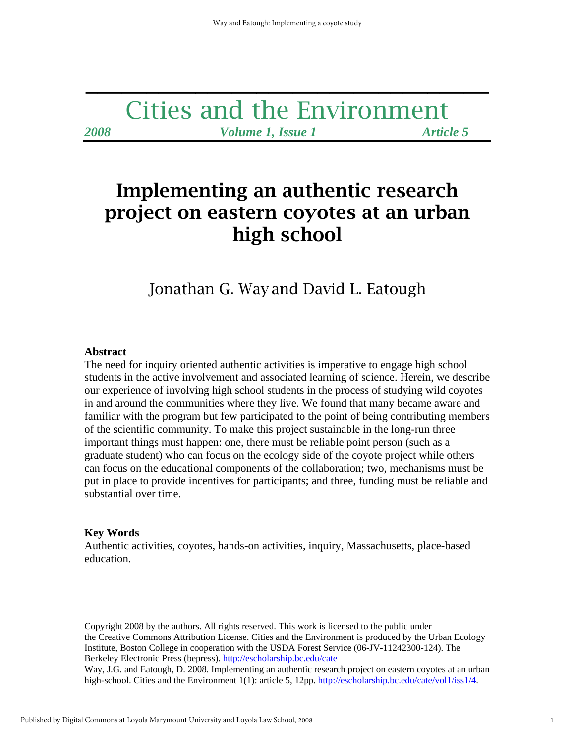# Cities and the Environment

*2008* *Volume 1, Issue 1* *Article 5*

# Implementing an authentic research project on eastern coyotes at an urban high school

Jonathan G. Way and David L. Eatough

**Abstract**

The need for inquiry oriented authentic activities is imperative to engage high school students in the active involvement and associated learning of science. Herein, we describe our experience of involving high school students in the process of studying wild coyotes in and around the communities where they live. We found that many became aware and familiar with the program but few participated to the point of being contributing members of the scientific community. To make this project sustainable in the long-run three important things must happen: one, there must be reliable point person (such as a graduate student) who can focus on the ecology side of the coyote project while others can focus on the educational components of the collaboration; two, mechanisms must be put in place to provide incentives for participants; and three, funding must be reliable and substantial over time.

**Key Words**

Authentic activities, coyotes, hands-on activities, inquiry, Massachusetts, place-based education.

Copyright 2008 by the authors. All rights reserved. This work is licensed to the public under the Creative Commons Attribution License. Cities and the Environment is produced by the Urban Ecology Institute, Boston College in cooperation with the USDA Forest Service (06-JV-11242300-124). The Berkeley Electronic Press (bepress). http://escholarship.bc.edu/cate

Way, J.G. and Eatough, D. 2008. Implementing an authentic research project on eastern coyotes at an urban high-school. Cities and the Environment 1(1): article 5, 12pp. http://escholarship.bc.edu/cate/vol1/iss1/4.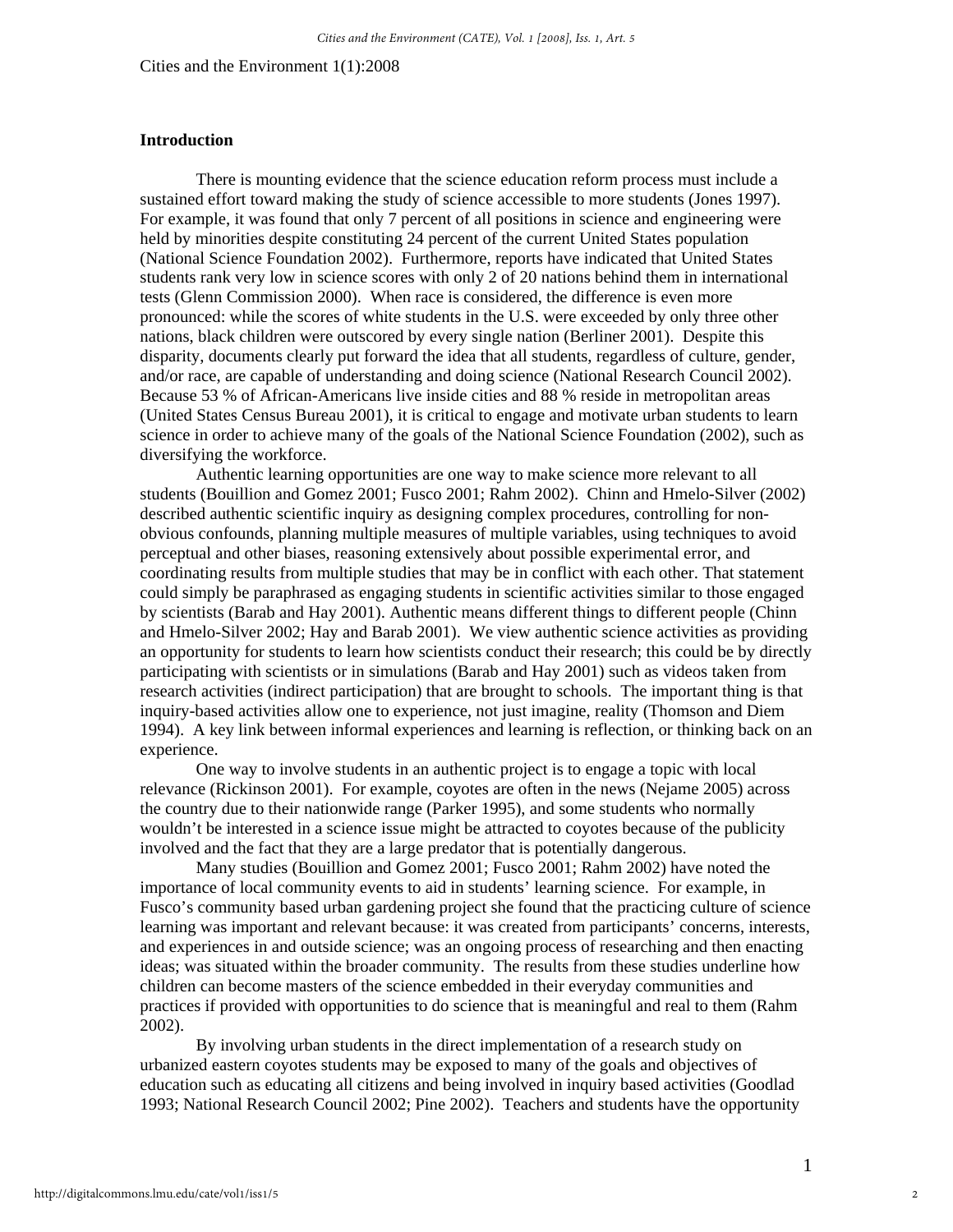## Introduction

There is mounting evidence that the science education reform process must include a sustained effort toward making the study of science accessible to more students (Jones 1997). For example, it was found that only 7 percent of all positions in science and engineering were held by minorities despite constituting 24 percent of the current United States population (National Science Foundation 2002). Furthermore, reports have indicated that United States students rank very low in science scores with only 2 of 20 nations behind them in international tests (Glenn Commission 2000). When race is considered, the difference is even more pronounced: while the scores of white students in the U.S. were exceeded by only three other nations, black children were outscored by every single nation (Berliner 2001). Despite this disparity, documents clearly put forward the idea that all students, regardless of culture, gender, and/or race, are capable of understanding and doing science (National Research Council 2002). Because 53 % of African-Americans live inside cities and 88 % reside in metropolitan areas (United States Census Bureau 2001), it is critical to engage and motivate urban students to learn science in order to achieve many of the goals of the National Science Foundation (2002), such as diversifying the workforce.

Authentic learning opportunities are one way to make science more relevant to all students (Bouillion and Gomez 2001; Fusco 2001; Rahm 2002). Chinn and Hmelo-Silver (2002) described authentic scientific inquiry as designing complex procedures, controlling for non-obvious confounds, planning multiple measures of multiple variables, using techniques to avoid perceptual and other biases, reasoning extensively about possible experimental error, and coordinating results from multiple studies that may be in conflict with each other. That statement could simply be paraphrased as engaging students in scientific activities similar to those engaged by scientists (Barab and Hay 2001). Authentic means different things to different people (Chinn and Hmelo-Silver 2002; Hay and Barab 2001). We view authentic science activities as providing an opportunity for students to learn how scientists conduct their research; this could be by directly participating with scientists or in simulations (Barab and Hay 2001) such as videos taken from research activities (indirect participation) that are brought to schools. The important thing is that inquiry-based activities allow one to experience, not just imagine, reality (Thomson and Diem 1994). A key link between informal experiences and learning is reflection, or thinking back on an experience.

One way to involve students in an authentic project is to engage a topic with local relevance (Rickinson 2001). For example, coyotes are often in the news (Nejame 2005) across the country due to their nationwide range (Parker 1995), and some students who normally wouldn't be interested in a science issue might be attracted to coyotes because of the publicity involved and the fact that they are a large predator that is potentially dangerous.

Many studies (Bouillion and Gomez 2001; Fusco 2001; Rahm 2002) have noted the importance of local community events to aid in students' learning science. For example, in Fusco's community based urban gardening project she found that the practicing culture of science learning was important and relevant because: it was created from participants' concerns, interests, and experiences in and outside science; was an ongoing process of researching and then enacting ideas; was situated within the broader community. The results from these studies underline how children can become masters of the science embedded in their everyday communities and practices if provided with opportunities to do science that is meaningful and real to them (Rahm 2002).

By involving urban students in the direct implementation of a research study on urbanized eastern coyotes students may be exposed to many of the goals and objectives of education such as educating all citizens and being involved in inquiry based activities (Goodlad 1993; National Research Council 2002; Pine 2002). Teachers and students have the opportunity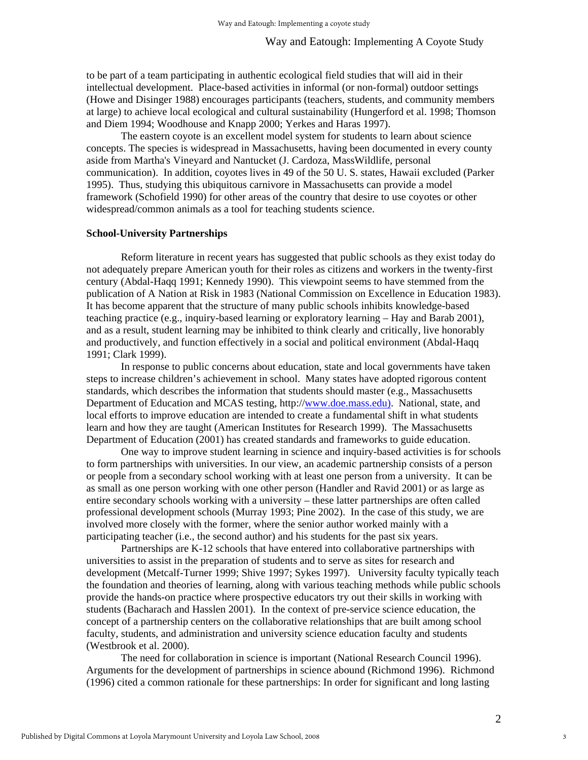to be part of a team participating in authentic ecological field studies that will aid in their intellectual development. Place-based activities in informal (or non-formal) outdoor settings (Howe and Disinger 1988) encourages participants (teachers, students, and community members at large) to achieve local ecological and cultural sustainability (Hungerford et al. 1998; Thomson and Diem 1994; Woodhouse and Knapp 2000; Yerkes and Haras 1997).

The eastern coyote is an excellent model system for students to learn about science concepts. The species is widespread in Massachusetts, having been documented in every county aside from Martha's Vineyard and Nantucket (J. Cardoza, MassWildlife, personal communication). In addition, coyotes lives in 49 of the 50 U. S. states, Hawaii excluded (Parker 1995). Thus, studying this ubiquitous carnivore in Massachusetts can provide a model framework (Schofield 1990) for other areas of the country that desire to use coyotes or other widespread/common animals as a tool for teaching students science.

**School-University Partnerships**

Reform literature in recent years has suggested that public schools as they exist today do not adequately prepare American youth for their roles as citizens and workers in the twenty-first century (Abdal-Haqq 1991; Kennedy 1990). This viewpoint seems to have stemmed from the publication of A Nation at Risk in 1983 (National Commission on Excellence in Education 1983). It has become apparent that the structure of many public schools inhibits knowledge-based teaching practice (e.g., inquiry-based learning or exploratory learning – Hay and Barab 2001), and as a result, student learning may be inhibited to think clearly and critically, live honorably and productively, and function effectively in a social and political environment (Abdal-Haqq 1991; Clark 1999).

In response to public concerns about education, state and local governments have taken steps to increase children's achievement in school. Many states have adopted rigorous content standards, which describes the information that students should master (e.g., Massachusetts Department of Education and MCAS testing, http://www.doe.mass.edu). National, state, and local efforts to improve education are intended to create a fundamental shift in what students learn and how they are taught (American Institutes for Research 1999). The Massachusetts Department of Education (2001) has created standards and frameworks to guide education.

One way to improve student learning in science and inquiry-based activities is for schools to form partnerships with universities. In our view, an academic partnership consists of a person or people from a secondary school working with at least one person from a university. It can be as small as one person working with one other person (Handler and Ravid 2001) or as large as entire secondary schools working with a university – these latter partnerships are often called professional development schools (Murray 1993; Pine 2002). In the case of this study, we are involved more closely with the former, where the senior author worked mainly with a participating teacher (i.e., the second author) and his students for the past six years.

Partnerships are K-12 schools that have entered into collaborative partnerships with universities to assist in the preparation of students and to serve as sites for research and development (Metcalf-Turner 1999; Shive 1997; Sykes 1997). University faculty typically teach the foundation and theories of learning, along with various teaching methods while public schools provide the hands-on practice where prospective educators try out their skills in working with students (Bacharach and Hasslen 2001). In the context of pre-service science education, the concept of a partnership centers on the collaborative relationships that are built among school faculty, students, and administration and university science education faculty and students (Westbrook et al. 2000).

The need for collaboration in science is important (National Research Council 1996). Arguments for the development of partnerships in science abound (Richmond 1996). Richmond (1996) cited a common rationale for these partnerships: In order for significant and long lasting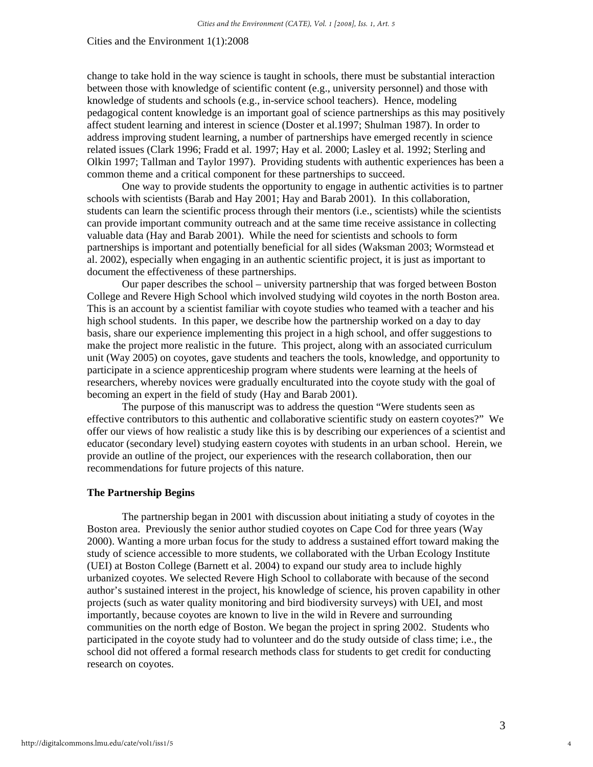change to take hold in the way science is taught in schools, there must be substantial interaction between those with knowledge of scientific content (e.g., university personnel) and those with knowledge of students and schools (e.g., in-service school teachers). Hence, modeling pedagogical content knowledge is an important goal of science partnerships as this may positively affect student learning and interest in science (Doster et al.1997; Shulman 1987). In order to address improving student learning, a number of partnerships have emerged recently in science related issues (Clark 1996; Fradd et al. 1997; Hay et al. 2000; Lasley et al. 1992; Sterling and Olkin 1997; Tallman and Taylor 1997). Providing students with authentic experiences has been a common theme and a critical component for these partnerships to succeed.

One way to provide students the opportunity to engage in authentic activities is to partner schools with scientists (Barab and Hay 2001; Hay and Barab 2001). In this collaboration, students can learn the scientific process through their mentors (i.e., scientists) while the scientists can provide important community outreach and at the same time receive assistance in collecting valuable data (Hay and Barab 2001). While the need for scientists and schools to form partnerships is important and potentially beneficial for all sides (Waksman 2003; Wormstead et al. 2002), especially when engaging in an authentic scientific project, it is just as important to document the effectiveness of these partnerships.

Our paper describes the school – university partnership that was forged between Boston College and Revere High School which involved studying wild coyotes in the north Boston area. This is an account by a scientist familiar with coyote studies who teamed with a teacher and his high school students. In this paper, we describe how the partnership worked on a day to day basis, share our experience implementing this project in a high school, and offer suggestions to make the project more realistic in the future. This project, along with an associated curriculum unit (Way 2005) on coyotes, gave students and teachers the tools, knowledge, and opportunity to participate in a science apprenticeship program where students were learning at the heels of researchers, whereby novices were gradually enculturated into the coyote study with the goal of becoming an expert in the field of study (Hay and Barab 2001).

The purpose of this manuscript was to address the question "Were students seen as effective contributors to this authentic and collaborative scientific study on eastern coyotes?" We offer our views of how realistic a study like this is by describing our experiences of a scientist and educator (secondary level) studying eastern coyotes with students in an urban school. Herein, we provide an outline of the project, our experiences with the research collaboration, then our recommendations for future projects of this nature.

**The Partnership Begins**

The partnership began in 2001 with discussion about initiating a study of coyotes in the Boston area. Previously the senior author studied coyotes on Cape Cod for three years (Way 2000). Wanting a more urban focus for the study to address a sustained effort toward making the study of science accessible to more students, we collaborated with the Urban Ecology Institute (UEI) at Boston College (Barnett et al. 2004) to expand our study area to include highly urbanized coyotes. We selected Revere High School to collaborate with because of the second author's sustained interest in the project, his knowledge of science, his proven capability in other projects (such as water quality monitoring and bird biodiversity surveys) with UEI, and most importantly, because coyotes are known to live in the wild in Revere and surrounding communities on the north edge of Boston. We began the project in spring 2002. Students who participated in the coyote study had to volunteer and do the study outside of class time; i.e., the school did not offered a formal research methods class for students to get credit for conducting research on coyotes.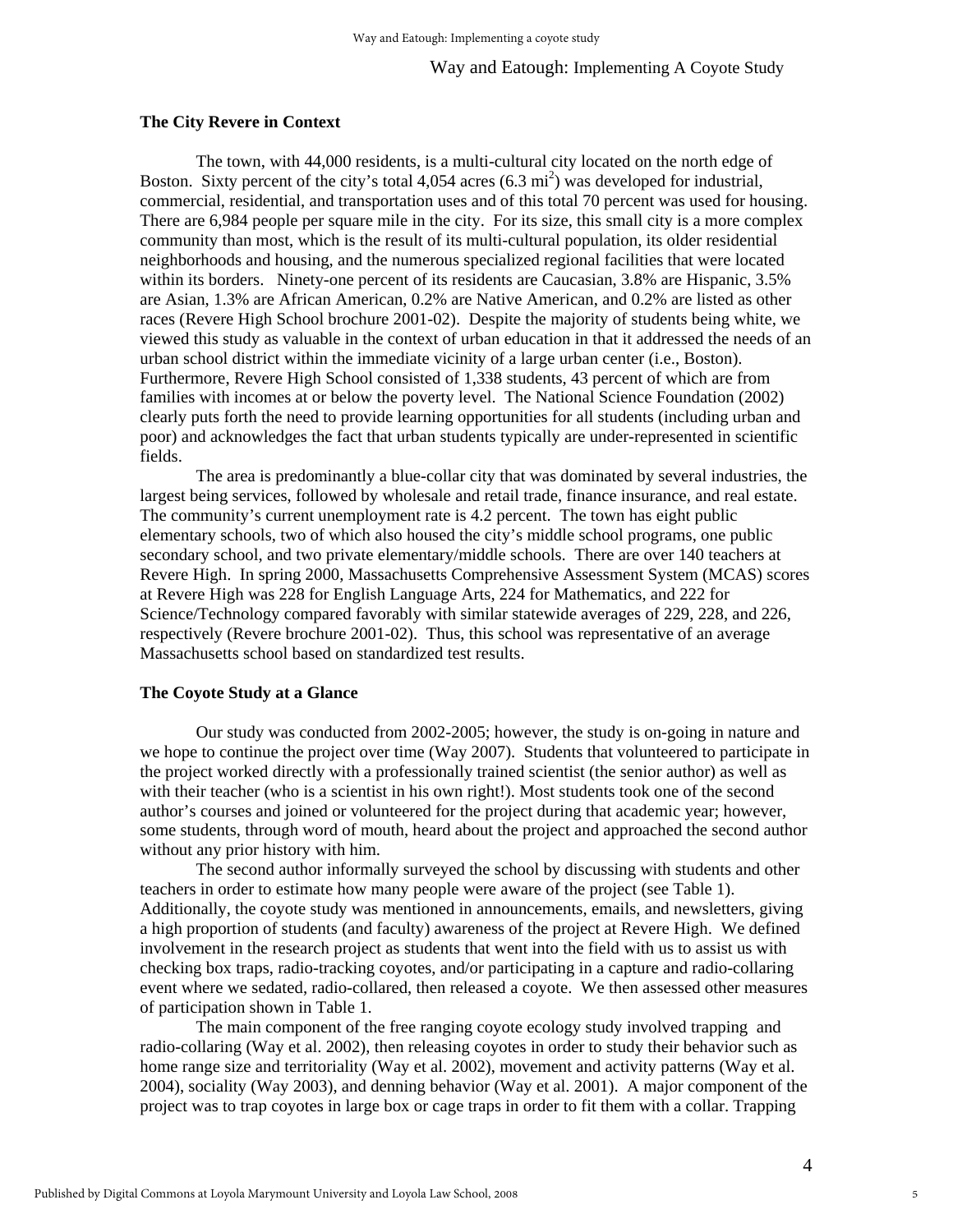### The City Revere in Context

The town, with 44,000 residents, is a multi-cultural city located on the north edge of Boston. Sixty percent of the city's total 4,054 acres (6.3 $mi^2$) was developed for industrial, commercial, residential, and transportation uses and of this total 70 percent was used for housing. There are 6,984 people per square mile in the city. For its size, this small city is a more complex community than most, which is the result of its multi-cultural population, its older residential neighborhoods and housing, and the numerous specialized regional facilities that were located within its borders. Ninety-one percent of its residents are Caucasian, 3.8% are Hispanic, 3.5% are Asian, 1.3% are African American, 0.2% are Native American, and 0.2% are listed as other races (Revere High School brochure 2001-02). Despite the majority of students being white, we viewed this study as valuable in the context of urban education in that it addressed the needs of an urban school district within the immediate vicinity of a large urban center (i.e., Boston). Furthermore, Revere High School consisted of 1,338 students, 43 percent of which are from families with incomes at or below the poverty level. The National Science Foundation (2002) clearly puts forth the need to provide learning opportunities for all students (including urban and poor) and acknowledges the fact that urban students typically are under-represented in scientific fields.

The area is predominantly a blue-collar city that was dominated by several industries, the largest being services, followed by wholesale and retail trade, finance insurance, and real estate. The community's current unemployment rate is 4.2 percent. The town has eight public elementary schools, two of which also housed the city's middle school programs, one public secondary school, and two private elementary/middle schools. There are over 140 teachers at Revere High. In spring 2000, Massachusetts Comprehensive Assessment System (MCAS) scores at Revere High was 228 for English Language Arts, 224 for Mathematics, and 222 for Science/Technology compared favorably with similar statewide averages of 229, 228, and 226, respectively (Revere brochure 2001-02). Thus, this school was representative of an average Massachusetts school based on standardized test results.

### The Coyote Study at a Glance

Our study was conducted from 2002-2005; however, the study is on-going in nature and we hope to continue the project over time (Way 2007). Students that volunteered to participate in the project worked directly with a professionally trained scientist (the senior author) as well as with their teacher (who is a scientist in his own right!). Most students took one of the second author's courses and joined or volunteered for the project during that academic year; however, some students, through word of mouth, heard about the project and approached the second author without any prior history with him.

The second author informally surveyed the school by discussing with students and other teachers in order to estimate how many people were aware of the project (see Table 1). Additionally, the coyote study was mentioned in announcements, emails, and newsletters, giving a high proportion of students (and faculty) awareness of the project at Revere High. We defined involvement in the research project as students that went into the field with us to assist us with checking box traps, radio-tracking coyotes, and/or participating in a capture and radio-collaring event where we sedated, radio-collared, then released a coyote. We then assessed other measures of participation shown in Table 1.

The main component of the free ranging coyote ecology study involved trapping and radio-collaring (Way et al. 2002), then releasing coyotes in order to study their behavior such as home range size and territoriality (Way et al. 2002), movement and activity patterns (Way et al. 2004), sociality (Way 2003), and denning behavior (Way et al. 2001). A major component of the project was to trap coyotes in large box or cage traps in order to fit them with a collar. Trapping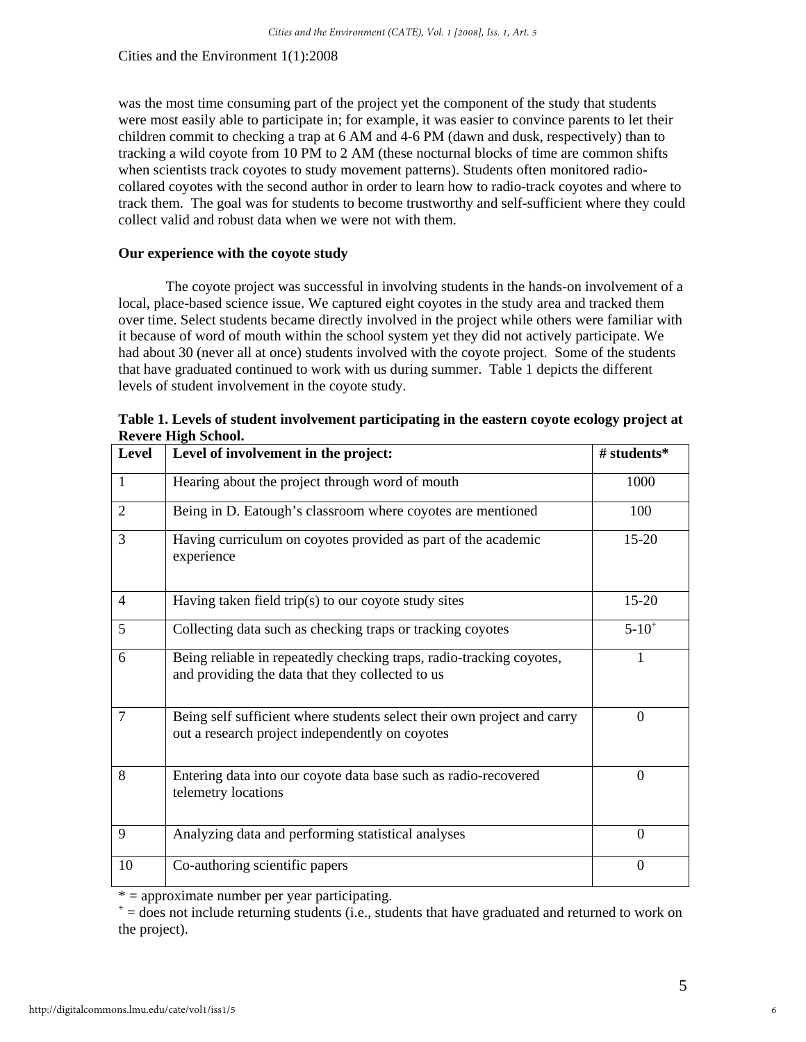was the most time consuming part of the project yet the component of the study that students were most easily able to participate in; for example, it was easier to convince parents to let their children commit to checking a trap at 6 AM and 4-6 PM (dawn and dusk, respectively) than to tracking a wild coyote from 10 PM to 2 AM (these nocturnal blocks of time are common shifts when scientists track coyotes to study movement patterns). Students often monitored radio-collared coyotes with the second author in order to learn how to radio-track coyotes and where to track them. The goal was for students to become trustworthy and self-sufficient where they could collect valid and robust data when we were not with them.

**Our experience with the coyote study**

The coyote project was successful in involving students in the hands-on involvement of a local, place-based science issue. We captured eight coyotes in the study area and tracked them over time. Select students became directly involved in the project while others were familiar with it because of word of mouth within the school system yet they did not actively participate. We had about 30 (never all at once) students involved with the coyote project. Some of the students that have graduated continued to work with us during summer. Table 1 depicts the different levels of student involvement in the coyote study.

**Table 1. Levels of student involvement participating in the eastern coyote ecology project at Revere High School.**

| Level | Level of involvement in the project: | # students* |
|---|---|---|
| 1 | Hearing about the project through word of mouth | 1000 |
| 2 | Being in D. Eatough's classroom where coyotes are mentioned | 100 |
| 3 | Having curriculum on coyotes provided as part of the academic experience | 15-20 |
| 4 | Having taken field trip(s) to our coyote study sites | 15-20 |
| 5 | Collecting data such as checking traps or tracking coyotes | 5-10+ |
| 6 | Being reliable in repeatedly checking traps, radio-tracking coyotes, and providing the data that they collected to us | 1 |
| 7 | Being self sufficient where students select their own project and carry out a research project independently on coyotes | 0 |
| 8 | Entering data into our coyote data base such as radio-recovered telemetry locations | 0 |
| 9 | Analyzing data and performing statistical analyses | 0 |
| 10 | Co-authoring scientific papers | 0 |

* = approximate number per year participating.
+ = does not include returning students (i.e., students that have graduated and returned to work on the project).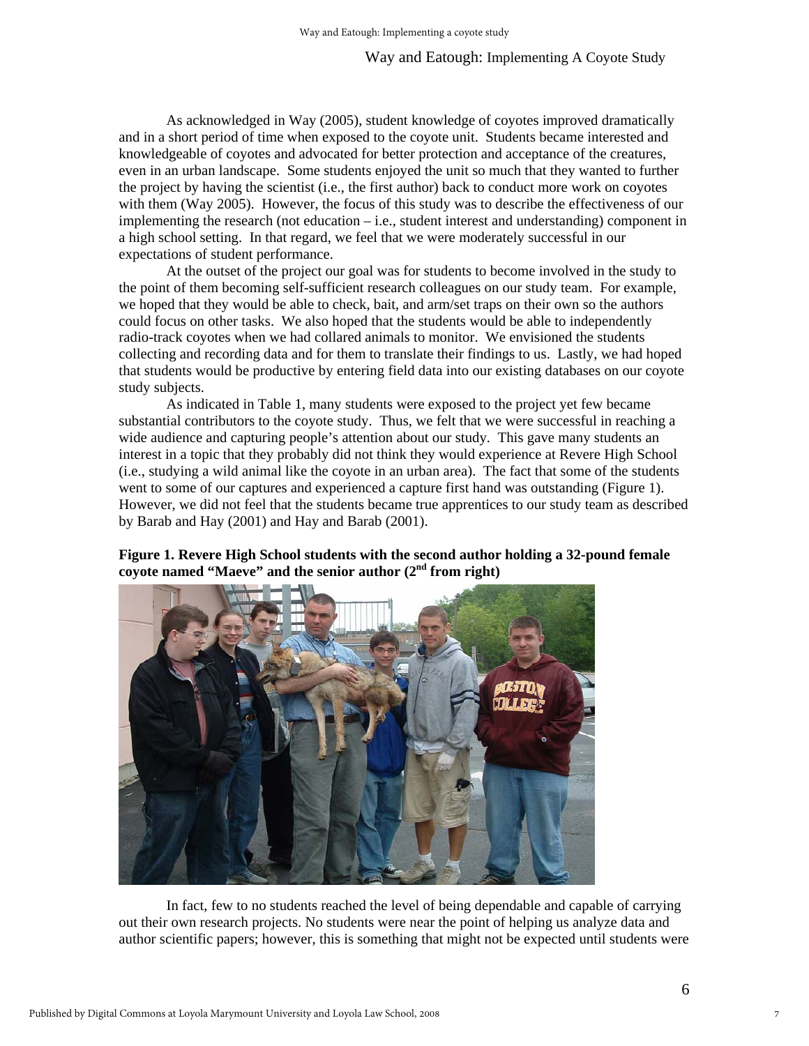As acknowledged in Way (2005), student knowledge of coyotes improved dramatically and in a short period of time when exposed to the coyote unit. Students became interested and knowledgeable of coyotes and advocated for better protection and acceptance of the creatures, even in an urban landscape. Some students enjoyed the unit so much that they wanted to further the project by having the scientist (i.e., the first author) back to conduct more work on coyotes with them (Way 2005). However, the focus of this study was to describe the effectiveness of our implementing the research (not education – i.e., student interest and understanding) component in a high school setting. In that regard, we feel that we were moderately successful in our expectations of student performance.

At the outset of the project our goal was for students to become involved in the study to the point of them becoming self-sufficient research colleagues on our study team. For example, we hoped that they would be able to check, bait, and arm/set traps on their own so the authors could focus on other tasks. We also hoped that the students would be able to independently radio-track coyotes when we had collared animals to monitor. We envisioned the students collecting and recording data and for them to translate their findings to us. Lastly, we had hoped that students would be productive by entering field data into our existing databases on our coyote study subjects.

As indicated in Table 1, many students were exposed to the project yet few became substantial contributors to the coyote study. Thus, we felt that we were successful in reaching a wide audience and capturing people's attention about our study. This gave many students an interest in a topic that they probably did not think they would experience at Revere High School (i.e., studying a wild animal like the coyote in an urban area). The fact that some of the students went to some of our captures and experienced a capture first hand was outstanding (Figure 1). However, we did not feel that the students became true apprentices to our study team as described by Barab and Hay (2001) and Hay and Barab (2001).

**Figure 1. Revere High School students with the second author holding a 32-pound female coyote named "Maeve" and the senior author (2nd from right)**

In fact, few to no students reached the level of being dependable and capable of carrying out their own research projects. No students were near the point of helping us analyze data and author scientific papers; however, this is something that might not be expected until students were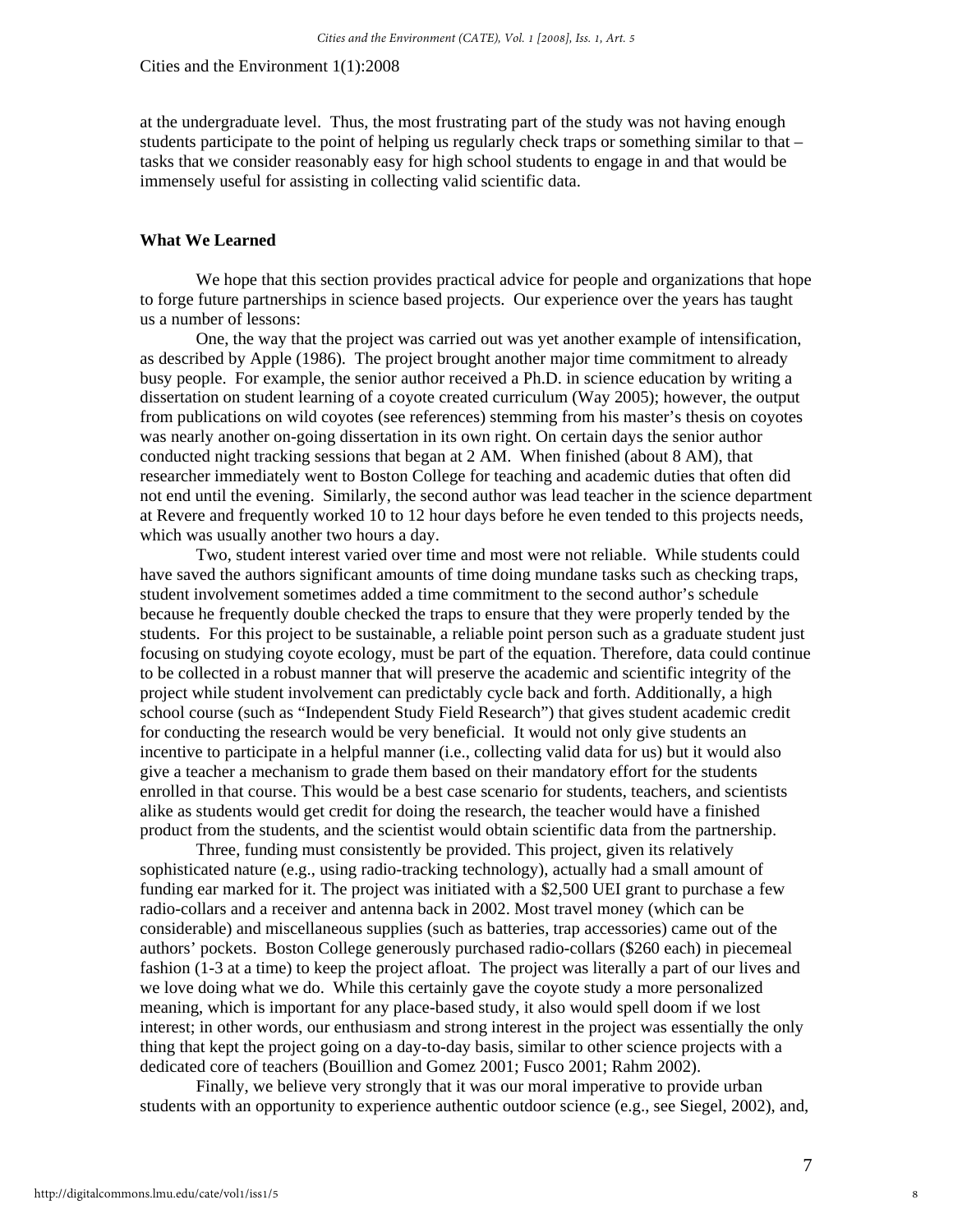at the undergraduate level. Thus, the most frustrating part of the study was not having enough students participate to the point of helping us regularly check traps or something similar to that – tasks that we consider reasonably easy for high school students to engage in and that would be immensely useful for assisting in collecting valid scientific data.

## What We Learned

We hope that this section provides practical advice for people and organizations that hope to forge future partnerships in science based projects. Our experience over the years has taught us a number of lessons:

One, the way that the project was carried out was yet another example of intensification, as described by Apple (1986). The project brought another major time commitment to already busy people. For example, the senior author received a Ph.D. in science education by writing a dissertation on student learning of a coyote created curriculum (Way 2005); however, the output from publications on wild coyotes (see references) stemming from his master's thesis on coyotes was nearly another on-going dissertation in its own right. On certain days the senior author conducted night tracking sessions that began at 2 AM. When finished (about 8 AM), that researcher immediately went to Boston College for teaching and academic duties that often did not end until the evening. Similarly, the second author was lead teacher in the science department at Revere and frequently worked 10 to 12 hour days before he even tended to this projects needs, which was usually another two hours a day.

Two, student interest varied over time and most were not reliable. While students could have saved the authors significant amounts of time doing mundane tasks such as checking traps, student involvement sometimes added a time commitment to the second author's schedule because he frequently double checked the traps to ensure that they were properly tended by the students. For this project to be sustainable, a reliable point person such as a graduate student just focusing on studying coyote ecology, must be part of the equation. Therefore, data could continue to be collected in a robust manner that will preserve the academic and scientific integrity of the project while student involvement can predictably cycle back and forth. Additionally, a high school course (such as "Independent Study Field Research") that gives student academic credit for conducting the research would be very beneficial. It would not only give students an incentive to participate in a helpful manner (i.e., collecting valid data for us) but it would also give a teacher a mechanism to grade them based on their mandatory effort for the students enrolled in that course. This would be a best case scenario for students, teachers, and scientists alike as students would get credit for doing the research, the teacher would have a finished product from the students, and the scientist would obtain scientific data from the partnership.

Three, funding must consistently be provided. This project, given its relatively sophisticated nature (e.g., using radio-tracking technology), actually had a small amount of funding ear marked for it. The project was initiated with a $2,500 UEI grant to purchase a few radio-collars and a receiver and antenna back in 2002. Most travel money (which can be considerable) and miscellaneous supplies (such as batteries, trap accessories) came out of the authors' pockets. Boston College generously purchased radio-collars ($260 each) in piecemeal fashion (1-3 at a time) to keep the project afloat. The project was literally a part of our lives and we love doing what we do. While this certainly gave the coyote study a more personalized meaning, which is important for any place-based study, it also would spell doom if we lost interest; in other words, our enthusiasm and strong interest in the project was essentially the only thing that kept the project going on a day-to-day basis, similar to other science projects with a dedicated core of teachers (Bouillion and Gomez 2001; Fusco 2001; Rahm 2002).

Finally, we believe very strongly that it was our moral imperative to provide urban students with an opportunity to experience authentic outdoor science (e.g., see Siegel, 2002), and,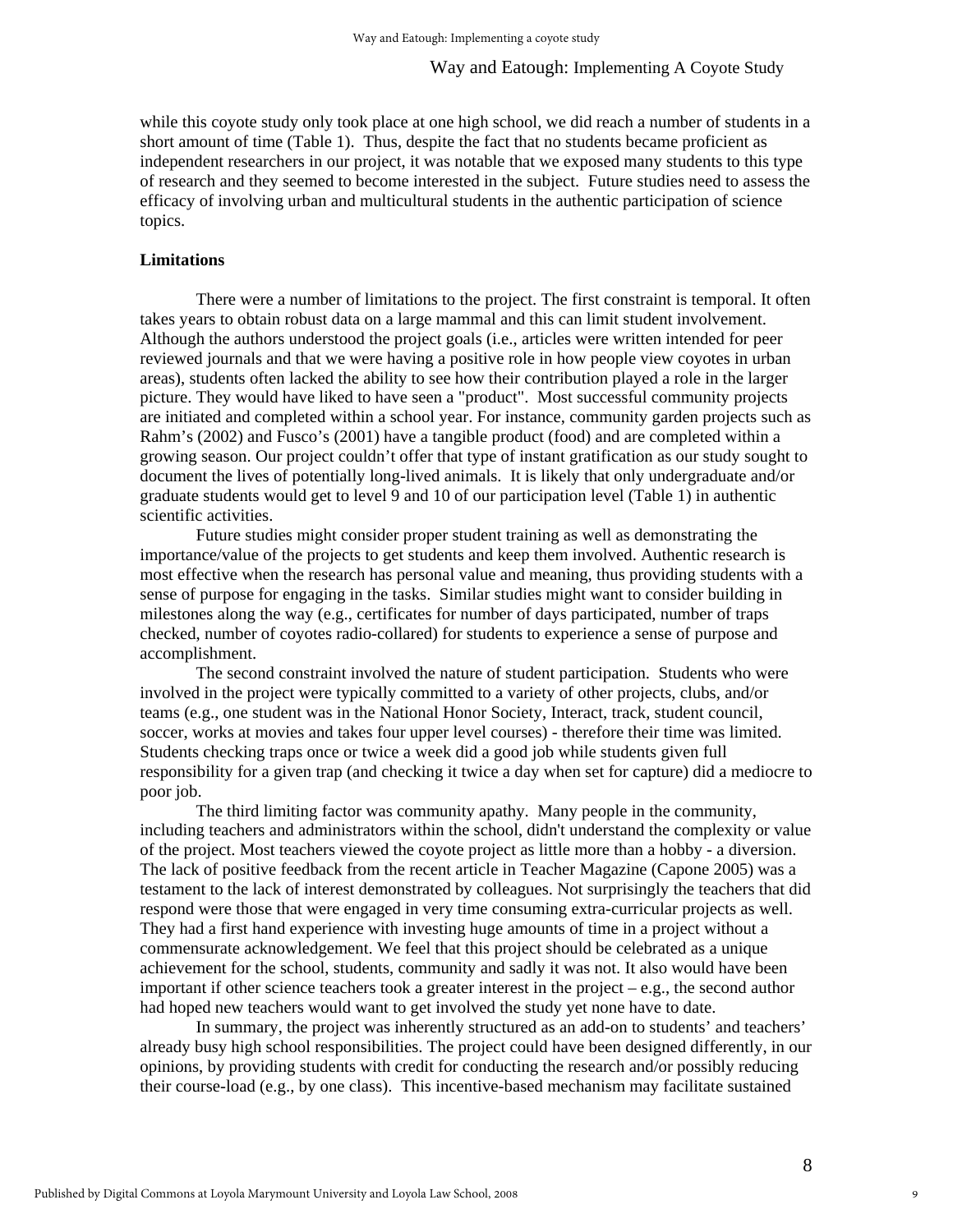while this coyote study only took place at one high school, we did reach a number of students in a short amount of time (Table 1). Thus, despite the fact that no students became proficient as independent researchers in our project, it was notable that we exposed many students to this type of research and they seemed to become interested in the subject. Future studies need to assess the efficacy of involving urban and multicultural students in the authentic participation of science topics.

**Limitations**

There were a number of limitations to the project. The first constraint is temporal. It often takes years to obtain robust data on a large mammal and this can limit student involvement. Although the authors understood the project goals (i.e., articles were written intended for peer reviewed journals and that we were having a positive role in how people view coyotes in urban areas), students often lacked the ability to see how their contribution played a role in the larger picture. They would have liked to have seen a "product". Most successful community projects are initiated and completed within a school year. For instance, community garden projects such as Rahm's (2002) and Fusco's (2001) have a tangible product (food) and are completed within a growing season. Our project couldn't offer that type of instant gratification as our study sought to document the lives of potentially long-lived animals. It is likely that only undergraduate and/or graduate students would get to level 9 and 10 of our participation level (Table 1) in authentic scientific activities.

Future studies might consider proper student training as well as demonstrating the importance/value of the projects to get students and keep them involved. Authentic research is most effective when the research has personal value and meaning, thus providing students with a sense of purpose for engaging in the tasks. Similar studies might want to consider building in milestones along the way (e.g., certificates for number of days participated, number of traps checked, number of coyotes radio-collared) for students to experience a sense of purpose and accomplishment.

The second constraint involved the nature of student participation. Students who were involved in the project were typically committed to a variety of other projects, clubs, and/or teams (e.g., one student was in the National Honor Society, Interact, track, student council, soccer, works at movies and takes four upper level courses) - therefore their time was limited. Students checking traps once or twice a week did a good job while students given full responsibility for a given trap (and checking it twice a day when set for capture) did a mediocre to poor job.

The third limiting factor was community apathy. Many people in the community, including teachers and administrators within the school, didn't understand the complexity or value of the project. Most teachers viewed the coyote project as little more than a hobby - a diversion. The lack of positive feedback from the recent article in Teacher Magazine (Capone 2005) was a testament to the lack of interest demonstrated by colleagues. Not surprisingly the teachers that did respond were those that were engaged in very time consuming extra-curricular projects as well. They had a first hand experience with investing huge amounts of time in a project without a commensurate acknowledgement. We feel that this project should be celebrated as a unique achievement for the school, students, community and sadly it was not. It also would have been important if other science teachers took a greater interest in the project – e.g., the second author had hoped new teachers would want to get involved the study yet none have to date.

In summary, the project was inherently structured as an add-on to students' and teachers' already busy high school responsibilities. The project could have been designed differently, in our opinions, by providing students with credit for conducting the research and/or possibly reducing their course-load (e.g., by one class). This incentive-based mechanism may facilitate sustained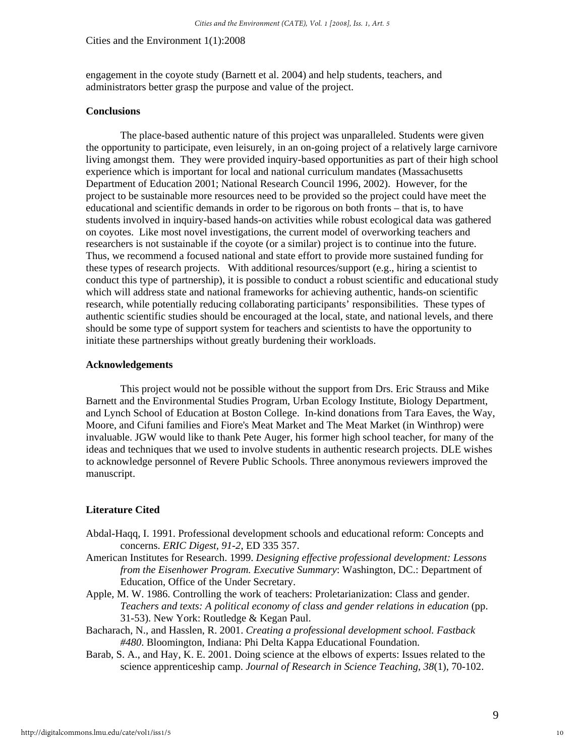engagement in the coyote study (Barnett et al. 2004) and help students, teachers, and administrators better grasp the purpose and value of the project.

**Conclusions**

The place-based authentic nature of this project was unparalleled. Students were given the opportunity to participate, even leisurely, in an on-going project of a relatively large carnivore living amongst them. They were provided inquiry-based opportunities as part of their high school experience which is important for local and national curriculum mandates (Massachusetts Department of Education 2001; National Research Council 1996, 2002). However, for the project to be sustainable more resources need to be provided so the project could have meet the educational and scientific demands in order to be rigorous on both fronts – that is, to have students involved in inquiry-based hands-on activities while robust ecological data was gathered on coyotes. Like most novel investigations, the current model of overworking teachers and researchers is not sustainable if the coyote (or a similar) project is to continue into the future. Thus, we recommend a focused national and state effort to provide more sustained funding for these types of research projects. With additional resources/support (e.g., hiring a scientist to conduct this type of partnership), it is possible to conduct a robust scientific and educational study which will address state and national frameworks for achieving authentic, hands-on scientific research, while potentially reducing collaborating participants' responsibilities. These types of authentic scientific studies should be encouraged at the local, state, and national levels, and there should be some type of support system for teachers and scientists to have the opportunity to initiate these partnerships without greatly burdening their workloads.

**Acknowledgements**

This project would not be possible without the support from Drs. Eric Strauss and Mike Barnett and the Environmental Studies Program, Urban Ecology Institute, Biology Department, and Lynch School of Education at Boston College. In-kind donations from Tara Eaves, the Way, Moore, and Cifuni families and Fiore's Meat Market and The Meat Market (in Winthrop) were invaluable. JGW would like to thank Pete Auger, his former high school teacher, for many of the ideas and techniques that we used to involve students in authentic research projects. DLE wishes to acknowledge personnel of Revere Public Schools. Three anonymous reviewers improved the manuscript.

**Literature Cited**

Abdal-Haqq, I. 1991. Professional development schools and educational reform: Concepts and concerns. *ERIC Digest, 91-2*, ED 335 357.

American Institutes for Research. 1999. *Designing effective professional development: Lessons from the Eisenhower Program. Executive Summary*: Washington, DC.: Department of Education, Office of the Under Secretary.

Apple, M. W. 1986. Controlling the work of teachers: Proletarianization: Class and gender. *Teachers and texts: A political economy of class and gender relations in education* (pp. 31-53). New York: Routledge & Kegan Paul.

Bacharach, N., and Hasslen, R. 2001. *Creating a professional development school. Fastback #480*. Bloomington, Indiana: Phi Delta Kappa Educational Foundation.

Barab, S. A., and Hay, K. E. 2001. Doing science at the elbows of experts: Issues related to the science apprenticeship camp. *Journal of Research in Science Teaching, 38*(1), 70-102.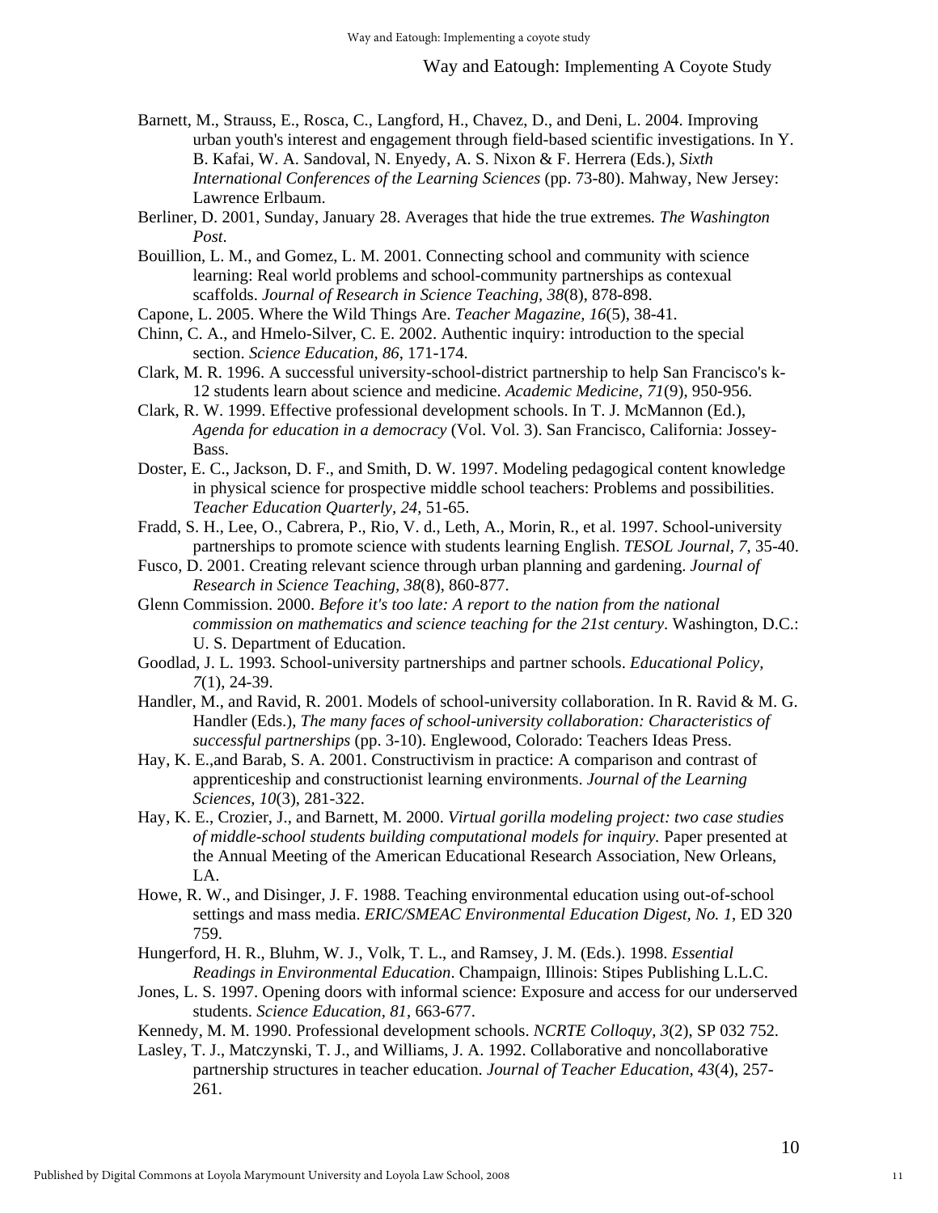Barnett, M., Strauss, E., Rosca, C., Langford, H., Chavez, D., and Deni, L. 2004. Improving urban youth's interest and engagement through field-based scientific investigations. In Y. B. Kafai, W. A. Sandoval, N. Enyedy, A. S. Nixon & F. Herrera (Eds.), *Sixth International Conferences of the Learning Sciences* (pp. 73-80). Mahway, New Jersey: Lawrence Erlbaum.

Berliner, D. 2001, Sunday, January 28. Averages that hide the true extremes*. The Washington Post*.

Bouillion, L. M., and Gomez, L. M. 2001. Connecting school and community with science learning: Real world problems and school-community partnerships as contexual scaffolds. *Journal of Research in Science Teaching, 38*(8), 878-898.

Capone, L. 2005. Where the Wild Things Are. *Teacher Magazine, 16*(5), 38-41.

Chinn, C. A., and Hmelo-Silver, C. E. 2002. Authentic inquiry: introduction to the special section. *Science Education, 86*, 171-174.

Clark, M. R. 1996. A successful university-school-district partnership to help San Francisco's k-12 students learn about science and medicine. *Academic Medicine, 71*(9), 950-956.

Clark, R. W. 1999. Effective professional development schools. In T. J. McMannon (Ed.), *Agenda for education in a democracy* (Vol. Vol. 3). San Francisco, California: Jossey-Bass.

Doster, E. C., Jackson, D. F., and Smith, D. W. 1997. Modeling pedagogical content knowledge in physical science for prospective middle school teachers: Problems and possibilities. *Teacher Education Quarterly, 24*, 51-65.

Fradd, S. H., Lee, O., Cabrera, P., Rio, V. d., Leth, A., Morin, R., et al. 1997. School-university partnerships to promote science with students learning English. *TESOL Journal, 7*, 35-40.

Fusco, D. 2001. Creating relevant science through urban planning and gardening. *Journal of Research in Science Teaching, 38*(8), 860-877.

Glenn Commission. 2000. *Before it's too late: A report to the nation from the national commission on mathematics and science teaching for the 21st century*. Washington, D.C.: U. S. Department of Education.

Goodlad, J. L. 1993. School-university partnerships and partner schools. *Educational Policy, 7*(1), 24-39.

Handler, M., and Ravid, R. 2001. Models of school-university collaboration. In R. Ravid & M. G. Handler (Eds.), *The many faces of school-university collaboration: Characteristics of successful partnerships* (pp. 3-10). Englewood, Colorado: Teachers Ideas Press.

Hay, K. E.,and Barab, S. A. 2001. Constructivism in practice: A comparison and contrast of apprenticeship and constructionist learning environments. *Journal of the Learning Sciences, 10*(3), 281-322.

Hay, K. E., Crozier, J., and Barnett, M. 2000. *Virtual gorilla modeling project: two case studies of middle-school students building computational models for inquiry.* Paper presented at the Annual Meeting of the American Educational Research Association, New Orleans, LA.

Howe, R. W., and Disinger, J. F. 1988. Teaching environmental education using out-of-school settings and mass media. *ERIC/SMEAC Environmental Education Digest, No. 1*, ED 320 759.

Hungerford, H. R., Bluhm, W. J., Volk, T. L., and Ramsey, J. M. (Eds.). 1998. *Essential Readings in Environmental Education*. Champaign, Illinois: Stipes Publishing L.L.C.

Jones, L. S. 1997. Opening doors with informal science: Exposure and access for our underserved students. *Science Education, 81*, 663-677.

Kennedy, M. M. 1990. Professional development schools. *NCRTE Colloquy, 3*(2), SP 032 752.

Lasley, T. J., Matczynski, T. J., and Williams, J. A. 1992. Collaborative and noncollaborative partnership structures in teacher education. *Journal of Teacher Education, 43*(4), 257-261.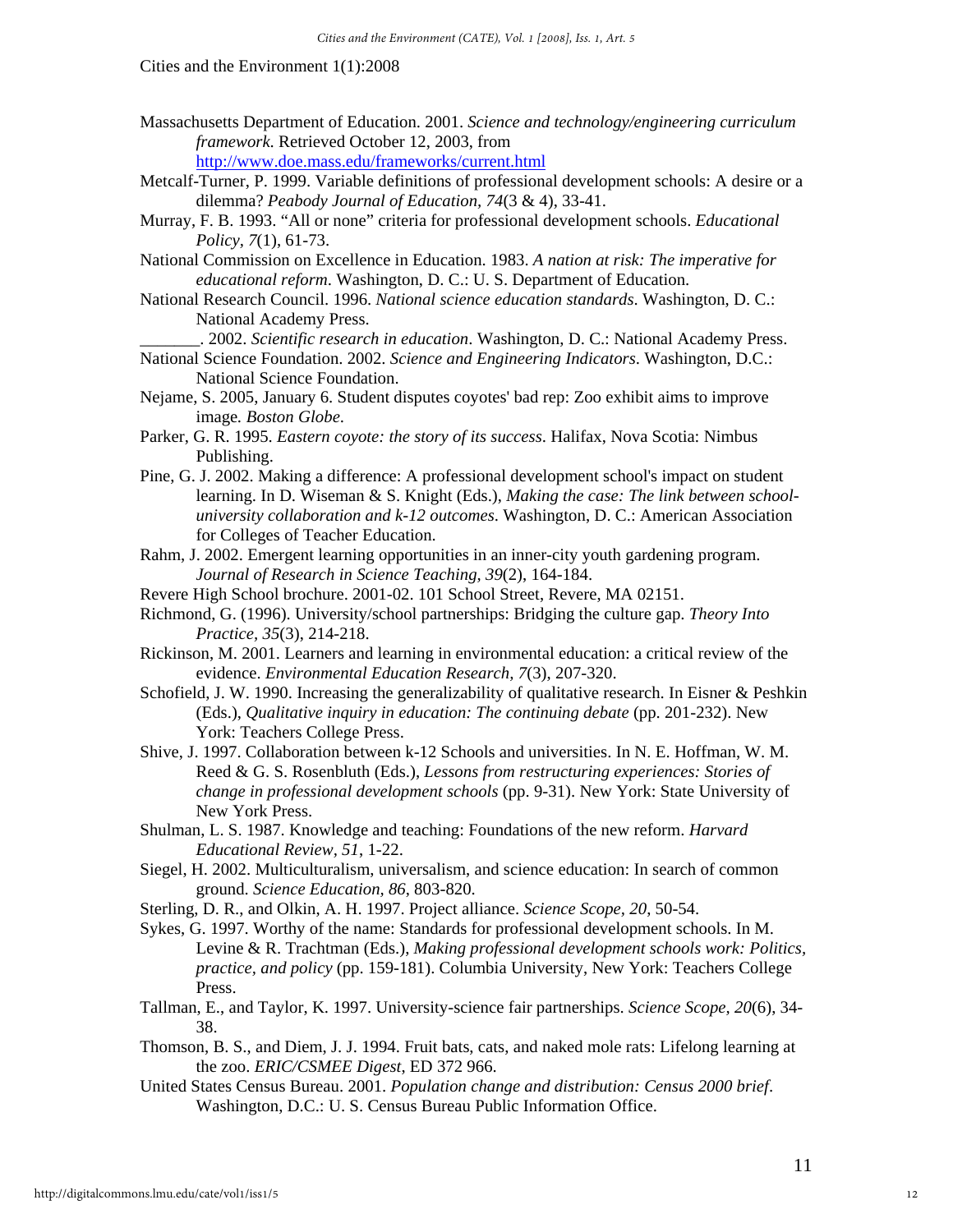Massachusetts Department of Education. 2001. *Science and technology/engineering curriculum framework*. Retrieved October 12, 2003, from http://www.doe.mass.edu/frameworks/current.html

Metcalf-Turner, P. 1999. Variable definitions of professional development schools: A desire or a dilemma? *Peabody Journal of Education, 74*(3 & 4), 33-41.

Murray, F. B. 1993. “All or none” criteria for professional development schools. *Educational Policy, 7*(1), 61-73.

National Commission on Excellence in Education. 1983. *A nation at risk: The imperative for educational reform*. Washington, D. C.: U. S. Department of Education.

National Research Council. 1996. *National science education standards*. Washington, D. C.: National Academy Press.

_______. 2002. *Scientific research in education*. Washington, D. C.: National Academy Press.

National Science Foundation. 2002. *Science and Engineering Indicators*. Washington, D.C.: National Science Foundation.

Nejame, S. 2005, January 6. Student disputes coyotes' bad rep: Zoo exhibit aims to improve image*. Boston Globe*.

Parker, G. R. 1995. *Eastern coyote: the story of its success*. Halifax, Nova Scotia: Nimbus Publishing.

Pine, G. J. 2002. Making a difference: A professional development school's impact on student learning. In D. Wiseman & S. Knight (Eds.), *Making the case: The link between school-university collaboration and k-12 outcomes*. Washington, D. C.: American Association for Colleges of Teacher Education.

Rahm, J. 2002. Emergent learning opportunities in an inner-city youth gardening program. *Journal of Research in Science Teaching, 39*(2), 164-184.

Revere High School brochure. 2001-02. 101 School Street, Revere, MA 02151.

Richmond, G. (1996). University/school partnerships: Bridging the culture gap. *Theory Into Practice, 35*(3), 214-218.

Rickinson, M. 2001. Learners and learning in environmental education: a critical review of the evidence. *Environmental Education Research, 7*(3), 207-320.

Schofield, J. W. 1990. Increasing the generalizability of qualitative research. In Eisner & Peshkin (Eds.), *Qualitative inquiry in education: The continuing debate* (pp. 201-232). New York: Teachers College Press.

Shive, J. 1997. Collaboration between k-12 Schools and universities. In N. E. Hoffman, W. M. Reed & G. S. Rosenbluth (Eds.), *Lessons from restructuring experiences: Stories of change in professional development schools* (pp. 9-31). New York: State University of New York Press.

Shulman, L. S. 1987. Knowledge and teaching: Foundations of the new reform. *Harvard Educational Review, 51*, 1-22.

Siegel, H. 2002. Multiculturalism, universalism, and science education: In search of common ground. *Science Education, 86*, 803-820.

Sterling, D. R., and Olkin, A. H. 1997. Project alliance. *Science Scope, 20*, 50-54.

Sykes, G. 1997. Worthy of the name: Standards for professional development schools. In M. Levine & R. Trachtman (Eds.), *Making professional development schools work: Politics, practice, and policy* (pp. 159-181). Columbia University, New York: Teachers College Press.

Tallman, E., and Taylor, K. 1997. University-science fair partnerships. *Science Scope, 20*(6), 34-38.

Thomson, B. S., and Diem, J. J. 1994. Fruit bats, cats, and naked mole rats: Lifelong learning at the zoo. *ERIC/CSMEE Digest*, ED 372 966.

United States Census Bureau. 2001. *Population change and distribution: Census 2000 brief*. Washington, D.C.: U. S. Census Bureau Public Information Office.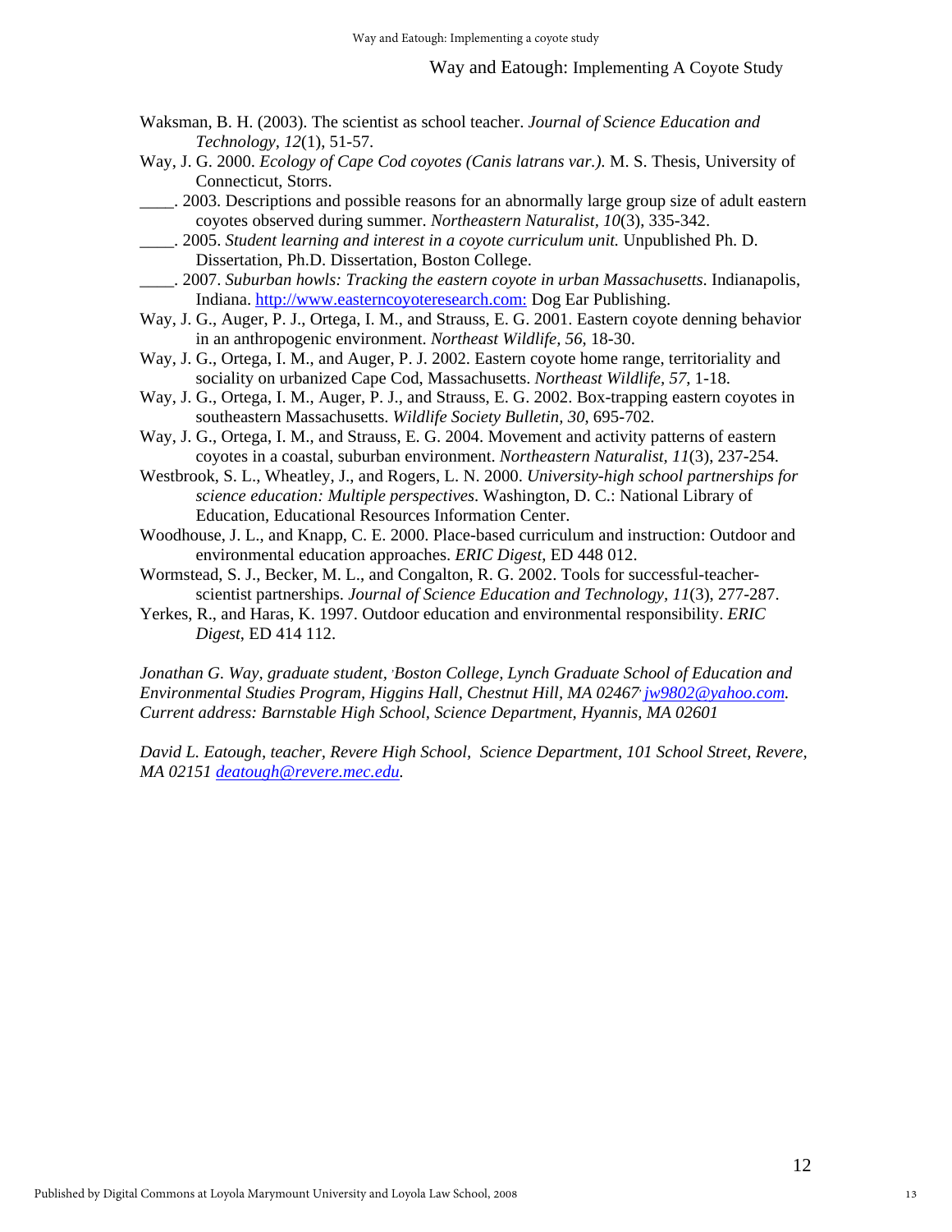Waksman, B. H. (2003). The scientist as school teacher. *Journal of Science Education and Technology, 12*(1), 51-57.

Way, J. G. 2000. *Ecology of Cape Cod coyotes (Canis latrans var.).* M. S. Thesis, University of Connecticut, Storrs.

____. 2003. Descriptions and possible reasons for an abnormally large group size of adult eastern coyotes observed during summer. *Northeastern Naturalist, 10*(3), 335-342.

____. 2005. *Student learning and interest in a coyote curriculum unit.* Unpublished Ph. D. Dissertation, Ph.D. Dissertation, Boston College.

____. 2007. *Suburban howls: Tracking the eastern coyote in urban Massachusetts.* Indianapolis, Indiana. [http://www.easterncoyoteresearch.com:](http://www.easterncoyoteresearch.com) Dog Ear Publishing.

Way, J. G., Auger, P. J., Ortega, I. M., and Strauss, E. G. 2001. Eastern coyote denning behavior in an anthropogenic environment. *Northeast Wildlife, 56*, 18-30.

Way, J. G., Ortega, I. M., and Auger, P. J. 2002. Eastern coyote home range, territoriality and sociality on urbanized Cape Cod, Massachusetts. *Northeast Wildlife, 57*, 1-18.

Way, J. G., Ortega, I. M., Auger, P. J., and Strauss, E. G. 2002. Box-trapping eastern coyotes in southeastern Massachusetts. *Wildlife Society Bulletin, 30*, 695-702.

Way, J. G., Ortega, I. M., and Strauss, E. G. 2004. Movement and activity patterns of eastern coyotes in a coastal, suburban environment. *Northeastern Naturalist, 11*(3), 237-254.

Westbrook, S. L., Wheatley, J., and Rogers, L. N. 2000. *University-high school partnerships for science education: Multiple perspectives.* Washington, D. C.: National Library of Education, Educational Resources Information Center.

Woodhouse, J. L., and Knapp, C. E. 2000. Place-based curriculum and instruction: Outdoor and environmental education approaches. *ERIC Digest*, ED 448 012.

Wormstead, S. J., Becker, M. L., and Congalton, R. G. 2002. Tools for successful-teacher-scientist partnerships. *Journal of Science Education and Technology, 11*(3), 277-287.

Yerkes, R., and Haras, K. 1997. Outdoor education and environmental responsibility. *ERIC Digest*, ED 414 112.

*Jonathan G. Way, graduate student, Boston College, Lynch Graduate School of Education and Environmental Studies Program, Higgins Hall, Chestnut Hill, MA 02467, [jw9802@yahoo.com](mailto:jw9802@yahoo.com). Current address: Barnstable High School, Science Department, Hyannis, MA 02601*

*David L. Eatough, teacher, Revere High School, Science Department, 101 School Street, Revere, MA 02151 [deatough@revere.mec.edu](mailto:deatough@revere.mec.edu).*